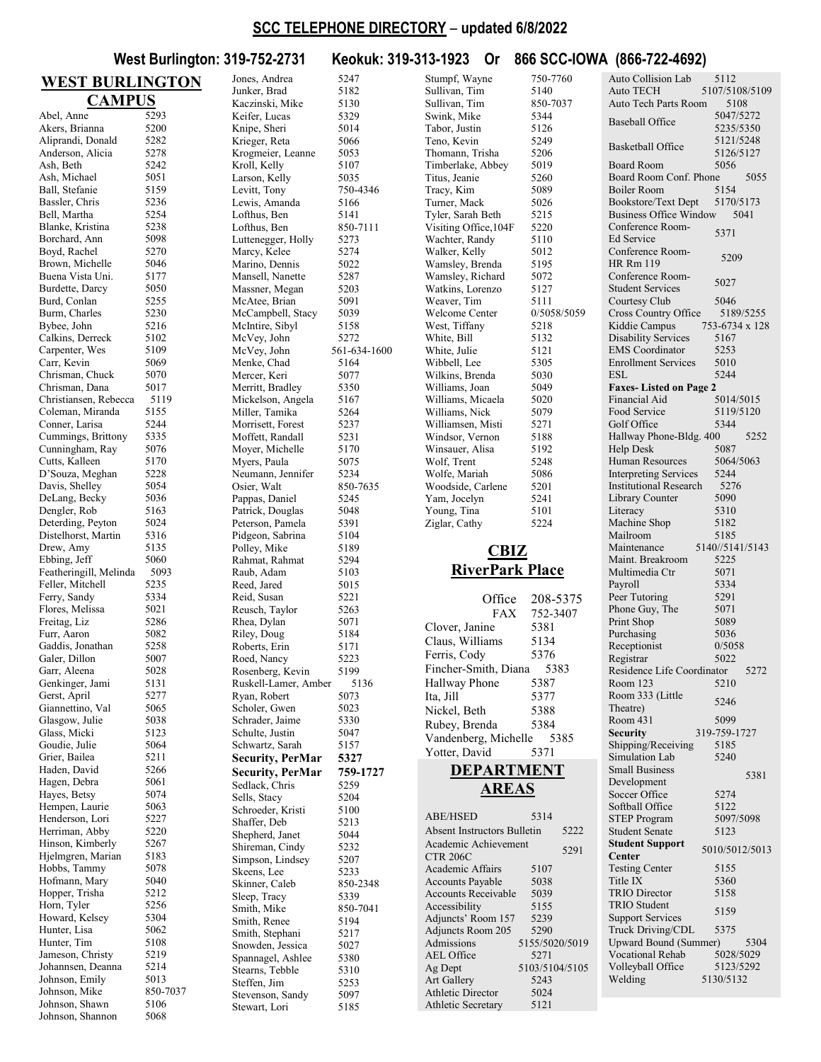# SCC TELEPHONE DIRECTORY – updated 6/8/2022

**West Burlington: 319-752-2731 Keokuk: 319-313-1923 Or 866 SCC-IOWA (866-722-4692)**

## WEST BURLINGTON CAMPUS

| Name | Extension |
|---|---|
| Abel, Anne | 5293 |
| Akers, Brianna | 5200 |
| Aliprandi, Donald | 5282 |
| Anderson, Alicia | 5278 |
| Ash, Beth | 5242 |
| Ash, Michael | 5051 |
| Ball, Stefanie | 5159 |
| Bassler, Chris | 5236 |
| Bell, Martha | 5254 |
| Blanke, Kristina | 5238 |
| Borchard, Ann | 5098 |
| Boyd, Rachel | 5270 |
| Brown, Michelle | 5046 |
| Buena Vista Uni. | 5177 |
| Burdette, Darcy | 5050 |
| Burd, Conlan | 5255 |
| Burm, Charles | 5230 |
| Bybee, John | 5216 |
| Calkins, Derreck | 5102 |
| Carpenter, Wes | 5109 |
| Carr, Kevin | 5069 |
| Chrisman, Chuck | 5070 |
| Chrisman, Dana | 5017 |
| Christiansen, Rebecca | 5119 |
| Coleman, Miranda | 5155 |
| Conner, Larisa | 5244 |
| Cummings, Brittony | 5335 |
| Cunningham, Ray | 5076 |
| Cutts, Kalleen | 5170 |
| D'Souza, Meghan | 5228 |
| Davis, Shelley | 5054 |
| DeLang, Becky | 5036 |
| Dengler, Rob | 5163 |
| Deterding, Peyton | 5024 |
| Distelhorst, Martin | 5316 |
| Drew, Amy | 5135 |
| Ebbing, Jeff | 5060 |
| Featheringill, Melinda | 5093 |
| Feller, Mitchell | 5235 |
| Ferry, Sandy | 5334 |
| Flores, Melissa | 5021 |
| Freitag, Liz | 5286 |
| Furr, Aaron | 5082 |
| Gaddis, Jonathan | 5258 |
| Galer, Dillon | 5007 |
| Garr, Aleena | 5028 |
| Genkinger, Jami | 5131 |
| Gerst, April | 5277 |
| Giannettino, Val | 5065 |
| Glasgow, Julie | 5038 |
| Glass, Micki | 5123 |
| Goudie, Julie | 5064 |
| Grier, Bailea | 5211 |
| Haden, David | 5266 |
| Hagen, Debra | 5061 |
| Hayes, Betsy | 5074 |
| Hempen, Laurie | 5063 |
| Henderson, Lori | 5227 |
| Herriman, Abby | 5220 |
| Hinson, Kimberly | 5267 |
| Hjelmgren, Marian | 5183 |
| Hobbs, Tammy | 5078 |
| Hofmann, Mary | 5040 |
| Hopper, Trisha | 5212 |
| Horn, Tyler | 5256 |
| Howard, Kelsey | 5304 |
| Hunter, Lisa | 5062 |
| Hunter, Tim | 5108 |
| Jameson, Christy | 5219 |
| Johannsen, Deanna | 5214 |
| Johnson, Emily | 5013 |
| Johnson, Mike | 850-7037 |
| Johnson, Shawn | 5106 |
| Johnson, Shannon | 5068 |
| Jones, Andrea | 5247 |
| Junker, Brad | 5182 |
| Kaczinski, Mike | 5130 |
| Keifer, Lucas | 5329 |
| Knipe, Sheri | 5014 |
| Krieger, Reta | 5066 |
| Krogmeier, Leanne | 5053 |
| Kroll, Kelly | 5107 |
| Larson, Kelly | 5035 |
| Levitt, Tony | 750-4346 |
| Lewis, Amanda | 5166 |
| Lofthus, Ben | 5141 |
| Lofthus, Ben | 850-7111 |
| Luttenegger, Holly | 5273 |
| Marcy, Kelee | 5274 |
| Marino, Dennis | 5022 |
| Mansell, Nanette | 5287 |
| Massner, Megan | 5203 |
| McAtee, Brian | 5091 |
| McCampbell, Stacy | 5039 |
| McIntire, Sibyl | 5158 |
| McVey, John | 5272 |
| McVey, John | 561-634-1600 |
| Menke, Chad | 5164 |
| Mercer, Keri | 5077 |
| Merritt, Bradley | 5350 |
| Mickelson, Angela | 5167 |
| Miller, Tamika | 5264 |
| Morrisett, Forest | 5237 |
| Moffett, Randall | 5231 |
| Moyer, Michelle | 5170 |
| Myers, Paula | 5075 |
| Neumann, Jennifer | 5234 |
| Osier, Walt | 850-7635 |
| Pappas, Daniel | 5245 |
| Patrick, Douglas | 5048 |
| Peterson, Pamela | 5391 |
| Pidgeon, Sabrina | 5104 |
| Polley, Mike | 5189 |
| Rahmat, Rahmat | 5294 |
| Raub, Adam | 5103 |
| Reed, Jared | 5015 |
| Reid, Susan | 5221 |
| Reusch, Taylor | 5263 |
| Rhea, Dylan | 5071 |
| Riley, Doug | 5184 |
| Roberts, Erin | 5171 |
| Roed, Nancy | 5223 |
| Rosenberg, Kevin | 5199 |
| Ruskell-Lamer, Amber | 5136 |
| Ryan, Robert | 5073 |
| Scholer, Gwen | 5023 |
| Schrader, Jaime | 5330 |
| Schulte, Justin | 5047 |
| Schwartz, Sarah | 5157 |
| **Security, PerMar** | **5327** |
| **Security, PerMar** | **759-1727** |
| Sedlack, Chris | 5259 |
| Sells, Stacy | 5204 |
| Schroeder, Kristi | 5100 |
| Shaffer, Deb | 5213 |
| Shepherd, Janet | 5044 |
| Shireman, Cindy | 5232 |
| Simpson, Lindsey | 5207 |
| Skeens, Lee | 5233 |
| Skinner, Caleb | 850-2348 |
| Sleep, Tracy | 5339 |
| Smith, Mike | 850-7041 |
| Smith, Renee | 5194 |
| Smith, Stephani | 5217 |
| Snowden, Jessica | 5027 |
| Spannagel, Ashlee | 5380 |
| Stearns, Tebble | 5310 |
| Steffen, Jim | 5253 |
| Stevenson, Sandy | 5097 |
| Stewart, Lori | 5185 |
| Stumpf, Wayne | 750-7760 |
| Sullivan, Tim | 5140 |
| Sullivan, Tim | 850-7037 |
| Swink, Mike | 5344 |
| Tabor, Justin | 5126 |
| Teno, Kevin | 5249 |
| Thomann, Trisha | 5206 |
| Timberlake, Abbey | 5019 |
| Titus, Jeanie | 5260 |
| Tracy, Kim | 5089 |
| Turner, Mack | 5026 |
| Tyler, Sarah Beth | 5215 |
| Visiting Office,104F | 5220 |
| Wachter, Randy | 5110 |
| Walker, Kelly | 5012 |
| Wamsley, Brenda | 5195 |
| Wamsley, Richard | 5072 |
| Watkins, Lorenzo | 5127 |
| Weaver, Tim | 5111 |
| Welcome Center | 0/5058/5059 |
| West, Tiffany | 5218 |
| White, Bill | 5132 |
| White, Julie | 5121 |
| Wibbell, Lee | 5305 |
| Wilkins, Brenda | 5030 |
| Williams, Joan | 5049 |
| Williams, Micaela | 5020 |
| Williams, Nick | 5079 |
| Williamsen, Misti | 5271 |
| Windsor, Vernon | 5188 |
| Winsauer, Alisa | 5192 |
| Wolf, Trent | 5248 |
| Wolfe, Mariah | 5086 |
| Woodside, Carlene | 5201 |
| Yam, Jocelyn | 5241 |
| Young, Tina | 5101 |
| Ziglar, Cathy | 5224 |

## CBIZ RiverPark Place

| Name | Extension |
|---|---|
| Office | 208-5375 |
| FAX | 752-3407 |
| Clover, Janine | 5381 |
| Claus, Williams | 5134 |
| Ferris, Cody | 5376 |
| Fincher-Smith, Diana | 5383 |
| Hallway Phone | 5387 |
| Ita, Jill | 5377 |
| Nickel, Beth | 5388 |
| Rubey, Brenda | 5384 |
| Vandenberg, Michelle | 5385 |
| Yotter, David | 5371 |

## DEPARTMENT AREAS

| Department | Extension |
|---|---|
| ABE/HSED | 5314 |
| Absent Instructors Bulletin | 5222 |
| Academic Achievement CTR 206C | 5291 |
| Academic Affairs | 5107 |
| Accounts Payable | 5038 |
| Accounts Receivable | 5039 |
| Accessibility | 5155 |
| Adjuncts' Room 157 | 5239 |
| Adjuncts Room 205 | 5290 |
| Admissions | 5155/5020/5019 |
| AEL Office | 5271 |
| Ag Dept | 5103/5104/5105 |
| Art Gallery | 5243 |
| Athletic Director | 5024 |
| Athletic Secretary | 5121 |
| Auto Collision Lab | 5112 |
| Auto TECH | 5107/5108/5109 |
| Auto Tech Parts Room | 5108 |
| Baseball Office | 5047/5272 5235/5350 |
| Basketball Office | 5121/5248 5126/5127 |
| Board Room | 5056 |
| Board Room Conf. Phone | 5055 |
| Boiler Room | 5154 |
| Bookstore/Text Dept | 5170/5173 |
| Business Office Window | 5041 |
| Conference Room-Ed Service | 5371 |
| Conference Room-HR Rm 119 | 5209 |
| Conference Room-Student Services | 5027 |
| Courtesy Club | 5046 |
| Cross Country Office | 5189/5255 |
| Kiddie Campus | 753-6734 x 128 |
| Disability Services | 5167 |
| EMS Coordinator | 5253 |
| Enrollment Services | 5010 |
| ESL | 5244 |
| **Faxes- Listed on Page 2** | |
| Financial Aid | 5014/5015 |
| Food Service | 5119/5120 |
| Golf Office | 5344 |
| Hallway Phone-Bldg. 400 | 5252 |
| Help Desk | 5087 |
| Human Resources | 5064/5063 |
| Interpreting Services | 5244 |
| Institutional Research | 5276 |
| Library Counter | 5090 |
| Literacy | 5310 |
| Machine Shop | 5182 |
| Mailroom | 5185 |
| Maintenance | 5140//5141/5143 |
| Maint. Breakroom | 5225 |
| Multimedia Ctr | 5071 |
| Payroll | 5334 |
| Peer Tutoring | 5291 |
| Phone Guy, The | 5071 |
| Print Shop | 5089 |
| Purchasing | 5036 |
| Receptionist | 0/5058 |
| Registrar | 5022 |
| Residence Life Coordinator | 5272 |
| Room 123 | 5210 |
| Room 333 (Little Theatre) | 5246 |
| Room 431 | 5099 |
| **Security** | 319-759-1727 |
| Shipping/Receiving | 5185 |
| Simulation Lab | 5240 |
| Small Business Development | 5381 |
| Soccer Office | 5274 |
| Softball Office | 5122 |
| STEP Program | 5097/5098 |
| Student Senate | 5123 |
| **Student Support Center** | 5010/5012/5013 |
| Testing Center | 5155 |
| Title IX | 5360 |
| TRIO Director | 5158 |
| TRIO Student Support Services | 5159 |
| Truck Driving/CDL | 5375 |
| Upward Bound (Summer) | 5304 |
| Vocational Rehab | 5028/5029 |
| Volleyball Office | 5123/5292 |
| Welding | 5130/5132 |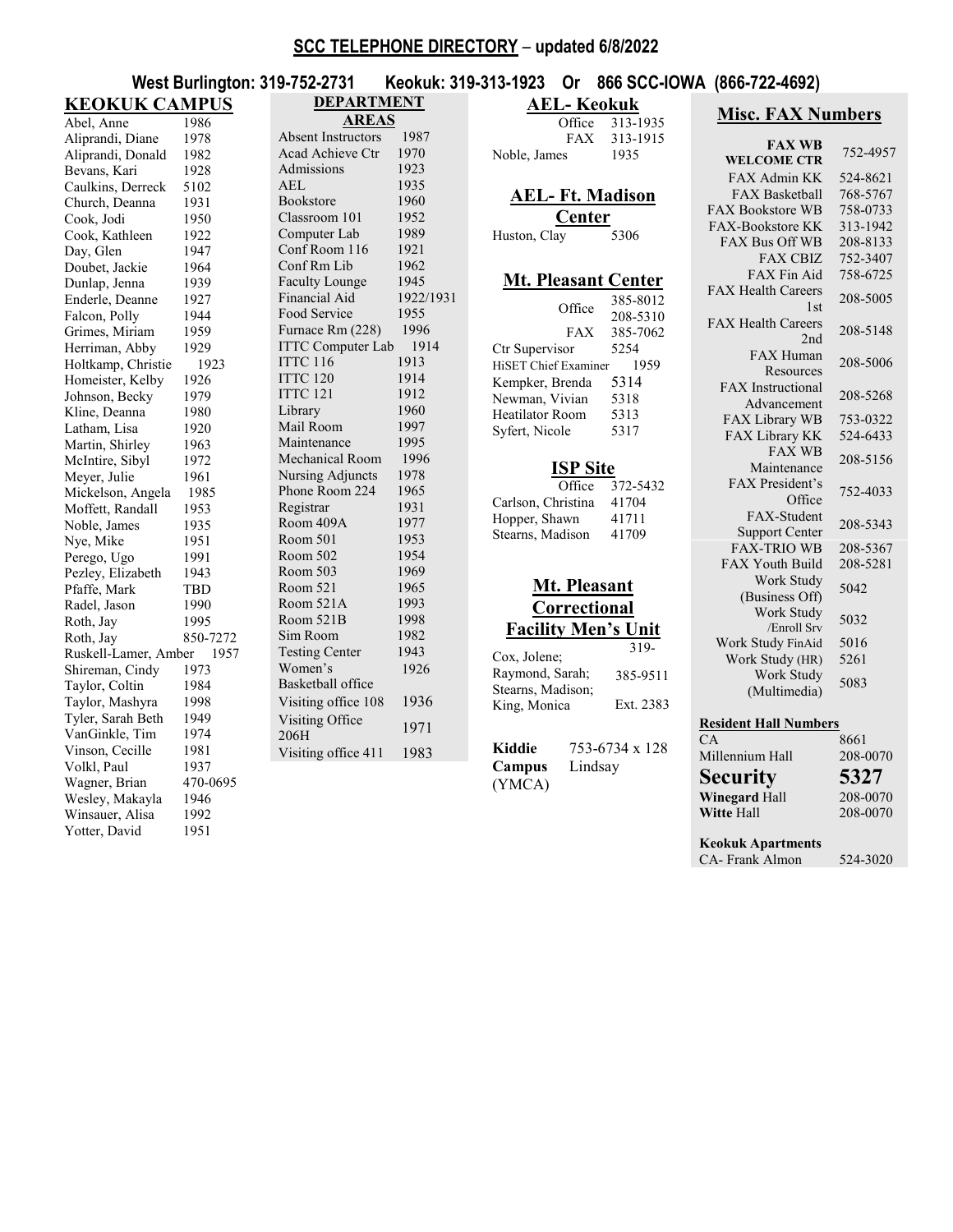# SCC TELEPHONE DIRECTORY – updated 6/8/2022

**West Burlington: 319-752-2731 Keokuk: 319-313-1923 Or 866 SCC-IOWA (866-722-4692)**

## KEOKUK CAMPUS

| | |
|---|---|
| Abel, Anne | 1986 |
| Aliprandi, Diane | 1978 |
| Aliprandi, Donald | 1982 |
| Bevans, Kari | 1928 |
| Caulkins, Derreck | 5102 |
| Church, Deanna | 1931 |
| Cook, Jodi | 1950 |
| Cook, Kathleen | 1922 |
| Day, Glen | 1947 |
| Doubet, Jackie | 1964 |
| Dunlap, Jenna | 1939 |
| Enderle, Deanne | 1927 |
| Falcon, Polly | 1944 |
| Grimes, Miriam | 1959 |
| Herriman, Abby | 1929 |
| Holtkamp, Christie | 1923 |
| Homeister, Kelby | 1926 |
| Johnson, Becky | 1979 |
| Kline, Deanna | 1980 |
| Latham, Lisa | 1920 |
| Martin, Shirley | 1963 |
| McIntire, Sibyl | 1972 |
| Meyer, Julie | 1961 |
| Mickelson, Angela | 1985 |
| Moffett, Randall | 1953 |
| Noble, James | 1935 |
| Nye, Mike | 1951 |
| Perego, Ugo | 1991 |
| Pezley, Elizabeth | 1943 |
| Pfaffe, Mark | TBD |
| Radel, Jason | 1990 |
| Roth, Jay | 1995 |
| Roth, Jay | 850-7272 |
| Ruskell-Lamer, Amber | 1957 |
| Shireman, Cindy | 1973 |
| Taylor, Coltin | 1984 |
| Taylor, Mashyra | 1998 |
| Tyler, Sarah Beth | 1949 |
| VanGinkle, Tim | 1974 |
| Vinson, Cecille | 1981 |
| Volkl, Paul | 1937 |
| Wagner, Brian | 470-0695 |
| Wesley, Makayla | 1946 |
| Winsauer, Alisa | 1992 |
| Yotter, David | 1951 |

## DEPARTMENT AREAS

| | |
|---|---|
| Absent Instructors | 1987 |
| Acad Achieve Ctr | 1970 |
| Admissions | 1923 |
| AEL | 1935 |
| Bookstore | 1960 |
| Classroom 101 | 1952 |
| Computer Lab | 1989 |
| Conf Room 116 | 1921 |
| Conf Rm Lib | 1962 |
| Faculty Lounge | 1945 |
| Financial Aid | 1922/1931 |
| Food Service | 1955 |
| Furnace Rm (228) | 1996 |
| ITTC Computer Lab | 1914 |
| ITTC 116 | 1913 |
| ITTC 120 | 1914 |
| ITTC 121 | 1912 |
| Library | 1960 |
| Mail Room | 1997 |
| Maintenance | 1995 |
| Mechanical Room | 1996 |
| Nursing Adjuncts | 1978 |
| Phone Room 224 | 1965 |
| Registrar | 1931 |
| Room 409A | 1977 |
| Room 501 | 1953 |
| Room 502 | 1954 |
| Room 503 | 1969 |
| Room 521 | 1965 |
| Room 521A | 1993 |
| Room 521B | 1998 |
| Sim Room | 1982 |
| Testing Center | 1943 |
| Women's Basketball office | 1926 |
| Visiting office 108 | 1936 |
| Visiting Office 206H | 1971 |
| Visiting office 411 | 1983 |

## AEL- Keokuk

| | |
|---|---|
| Office | 313-1935 |
| FAX | 313-1915 |
| Noble, James | 1935 |

## AEL- Ft. Madison Center

| | |
|---|---|
| Huston, Clay | 5306 |

## Mt. Pleasant Center

| | |
|---|---|
| Office | 385-8012 208-5310 |
| FAX | 385-7062 |
| Ctr Supervisor | 5254 |
| HiSET Chief Examiner | 1959 |
| Kempker, Brenda | 5314 |
| Newman, Vivian | 5318 |
| Heatilator Room | 5313 |
| Syfert, Nicole | 5317 |

## ISP Site

| | |
|---|---|
| Office | 372-5432 |
| Carlson, Christina | 41704 |
| Hopper, Shawn | 41711 |
| Stearns, Madison | 41709 |

## Mt. Pleasant Correctional Facility Men's Unit

Cox, Jolene; Raymond, Sarah; Stearns, Madison; King, Monica — 319-385-9511 Ext. 2383

**Kiddie Campus** (YMCA) — 753-6734 x 128 Lindsay

## Misc. FAX Numbers

| | |
|---|---|
| **FAX WB WELCOME CTR** | 752-4957 |
| FAX Admin KK | 524-8621 |
| FAX Basketball | 768-5767 |
| FAX Bookstore WB | 758-0733 |
| FAX-Bookstore KK | 313-1942 |
| FAX Bus Off WB | 208-8133 |
| FAX CBIZ | 752-3407 |
| FAX Fin Aid | 758-6725 |
| FAX Health Careers 1st | 208-5005 |
| FAX Health Careers 2nd | 208-5148 |
| FAX Human Resources | 208-5006 |
| FAX Instructional Advancement | 208-5268 |
| FAX Library WB | 753-0322 |
| FAX Library KK | 524-6433 |
| FAX WB Maintenance | 208-5156 |
| FAX President's Office | 752-4033 |
| FAX-Student Support Center | 208-5343 |
| FAX-TRIO WB | 208-5367 |
| FAX Youth Build | 208-5281 |
| Work Study (Business Off) | 5042 |
| Work Study /Enroll Srv | 5032 |
| Work Study FinAid | 5016 |
| Work Study (HR) | 5261 |
| Work Study (Multimedia) | 5083 |

**Resident Hall Numbers**

| | |
|---|---|
| CA | 8661 |
| Millennium Hall | 208-0070 |
| **Security** | **5327** |
| **Winegard** Hall | 208-0070 |
| **Witte** Hall | 208-0070 |

**Keokuk Apartments**

| | |
|---|---|
| CA- Frank Almon | 524-3020 |